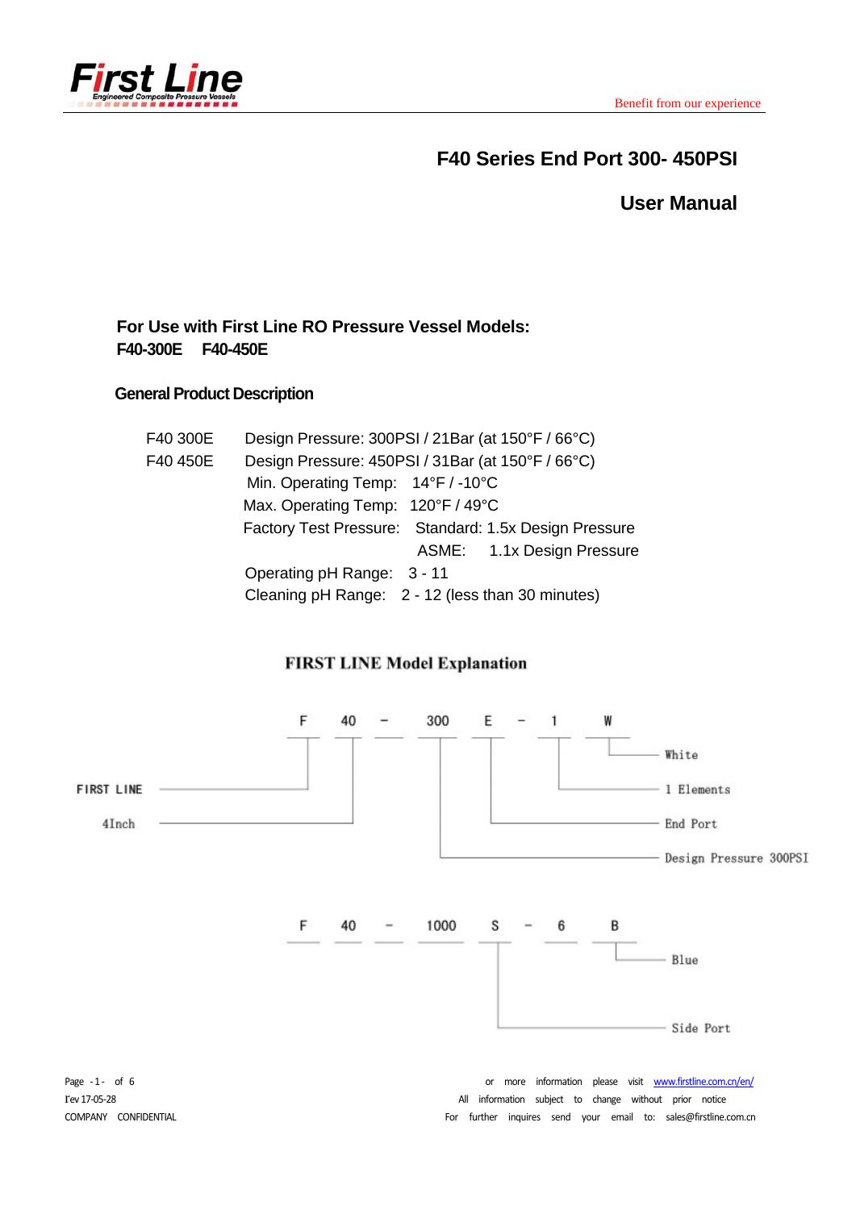# F40 Series End Port 300- 450PSI

# User Manual

**For Use with First Line RO Pressure Vessel Models:**
**F40-300E F40-450E**

## General Product Description

| | |
|---|---|
| F40 300E | Design Pressure: 300PSI / 21Bar (at 150°F / 66°C) |
| F40 450E | Design Pressure: 450PSI / 31Bar (at 150°F / 66°C) |
| | Min. Operating Temp: 14°F / -10°C |
| | Max. Operating Temp: 120°F / 49°C |
| | Factory Test Pressure: Standard: 1.5x Design Pressure |
| | ASME: 1.1x Design Pressure |
| | Operating pH Range: 3 - 11 |
| | Cleaning pH Range: 2 - 12 (less than 30 minutes) |

## FIRST LINE Model Explanation

F 40 - 300 E - 1 W

- F — FIRST LINE
- 40 — 4Inch
- 300 — Design Pressure 300PSI
- E — End Port
- 1 — 1 Elements
- W — White

F 40 - 1000 S - 6 B

- S — Side Port
- B — Blue

Rev 17-05-28

COMPANY CONFIDENTIAL

For more information please visit www.firstline.com.cn/en/

All information subject to change without prior notice

For further inquires send your email to: sales@firstline.com.cn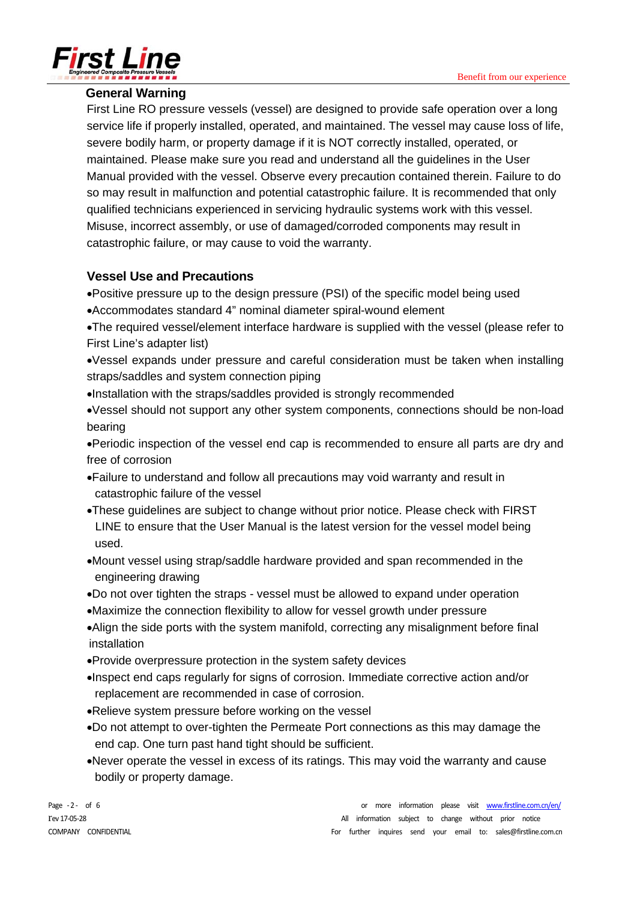## General Warning

First Line RO pressure vessels (vessel) are designed to provide safe operation over a long service life if properly installed, operated, and maintained. The vessel may cause loss of life, severe bodily harm, or property damage if it is NOT correctly installed, operated, or maintained. Please make sure you read and understand all the guidelines in the User Manual provided with the vessel. Observe every precaution contained therein. Failure to do so may result in malfunction and potential catastrophic failure. It is recommended that only qualified technicians experienced in servicing hydraulic systems work with this vessel. Misuse, incorrect assembly, or use of damaged/corroded components may result in catastrophic failure, or may cause to void the warranty.

## Vessel Use and Precautions

- Positive pressure up to the design pressure (PSI) of the specific model being used
- Accommodates standard 4" nominal diameter spiral-wound element
- The required vessel/element interface hardware is supplied with the vessel (please refer to First Line's adapter list)
- Vessel expands under pressure and careful consideration must be taken when installing straps/saddles and system connection piping
- Installation with the straps/saddles provided is strongly recommended
- Vessel should not support any other system components, connections should be non-load bearing
- Periodic inspection of the vessel end cap is recommended to ensure all parts are dry and free of corrosion
- Failure to understand and follow all precautions may void warranty and result in catastrophic failure of the vessel
- These guidelines are subject to change without prior notice. Please check with FIRST LINE to ensure that the User Manual is the latest version for the vessel model being used.
- Mount vessel using strap/saddle hardware provided and span recommended in the engineering drawing
- Do not over tighten the straps - vessel must be allowed to expand under operation
- Maximize the connection flexibility to allow for vessel growth under pressure
- Align the side ports with the system manifold, correcting any misalignment before final installation
- Provide overpressure protection in the system safety devices
- Inspect end caps regularly for signs of corrosion. Immediate corrective action and/or replacement are recommended in case of corrosion.
- Relieve system pressure before working on the vessel
- Do not attempt to over-tighten the Permeate Port connections as this may damage the end cap. One turn past hand tight should be sufficient.
- Never operate the vessel in excess of its ratings. This may void the warranty and cause bodily or property damage.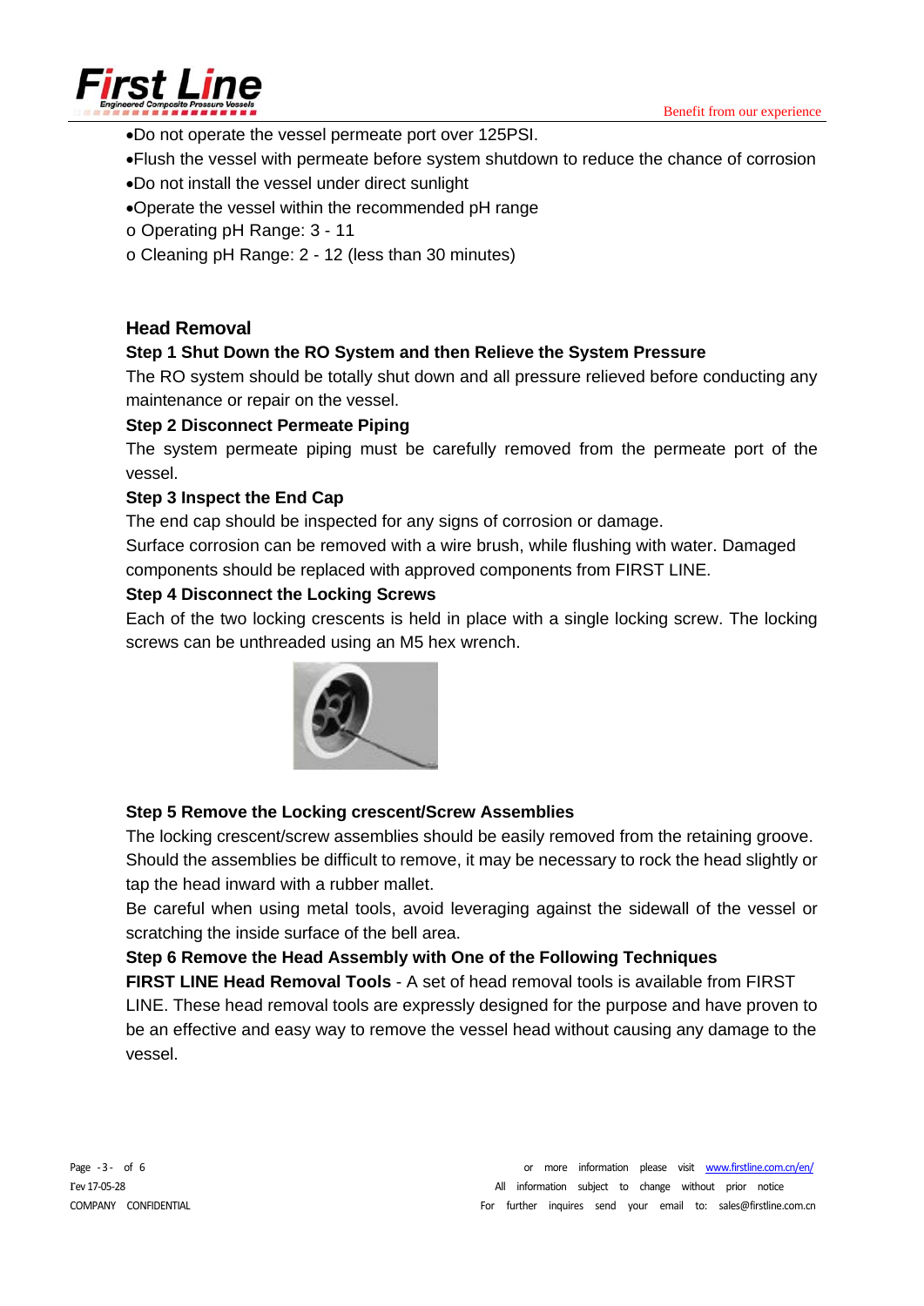- Do not operate the vessel permeate port over 125PSI.
- Flush the vessel with permeate before system shutdown to reduce the chance of corrosion
- Do not install the vessel under direct sunlight
- Operate the vessel within the recommended pH range
  - o Operating pH Range: 3 - 11
  - o Cleaning pH Range: 2 - 12 (less than 30 minutes)

## Head Removal

**Step 1 Shut Down the RO System and then Relieve the System Pressure**

The RO system should be totally shut down and all pressure relieved before conducting any maintenance or repair on the vessel.

**Step 2 Disconnect Permeate Piping**

The system permeate piping must be carefully removed from the permeate port of the vessel.

**Step 3 Inspect the End Cap**

The end cap should be inspected for any signs of corrosion or damage.

Surface corrosion can be removed with a wire brush, while flushing with water. Damaged components should be replaced with approved components from FIRST LINE.

**Step 4 Disconnect the Locking Screws**

Each of the two locking crescents is held in place with a single locking screw. The locking screws can be unthreaded using an M5 hex wrench.

**Step 5 Remove the Locking crescent/Screw Assemblies**

The locking crescent/screw assemblies should be easily removed from the retaining groove. Should the assemblies be difficult to remove, it may be necessary to rock the head slightly or tap the head inward with a rubber mallet.

Be careful when using metal tools, avoid leveraging against the sidewall of the vessel or scratching the inside surface of the bell area.

**Step 6 Remove the Head Assembly with One of the Following Techniques**

**FIRST LINE Head Removal Tools** - A set of head removal tools is available from FIRST LINE. These head removal tools are expressly designed for the purpose and have proven to be an effective and easy way to remove the vessel head without causing any damage to the vessel.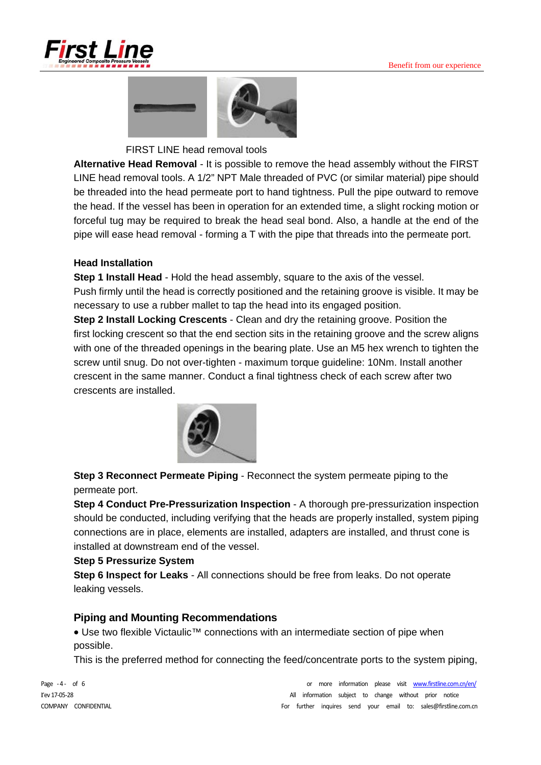FIRST LINE head removal tools

**Alternative Head Removal** - It is possible to remove the head assembly without the FIRST LINE head removal tools. A 1/2" NPT Male threaded of PVC (or similar material) pipe should be threaded into the head permeate port to hand tightness. Pull the pipe outward to remove the head. If the vessel has been in operation for an extended time, a slight rocking motion or forceful tug may be required to break the head seal bond. Also, a handle at the end of the pipe will ease head removal - forming a T with the pipe that threads into the permeate port.

### Head Installation

**Step 1 Install Head** - Hold the head assembly, square to the axis of the vessel. Push firmly until the head is correctly positioned and the retaining groove is visible. It may be necessary to use a rubber mallet to tap the head into its engaged position.

**Step 2 Install Locking Crescents** - Clean and dry the retaining groove. Position the first locking crescent so that the end section sits in the retaining groove and the screw aligns with one of the threaded openings in the bearing plate. Use an M5 hex wrench to tighten the screw until snug. Do not over-tighten - maximum torque guideline: 10Nm. Install another crescent in the same manner. Conduct a final tightness check of each screw after two crescents are installed.

**Step 3 Reconnect Permeate Piping** - Reconnect the system permeate piping to the permeate port.

**Step 4 Conduct Pre-Pressurization Inspection** - A thorough pre-pressurization inspection should be conducted, including verifying that the heads are properly installed, system piping connections are in place, elements are installed, adapters are installed, and thrust cone is installed at downstream end of the vessel.

**Step 5 Pressurize System**

**Step 6 Inspect for Leaks** - All connections should be free from leaks. Do not operate leaking vessels.

### Piping and Mounting Recommendations

- Use two flexible Victaulic™ connections with an intermediate section of pipe when possible.

This is the preferred method for connecting the feed/concentrate ports to the system piping,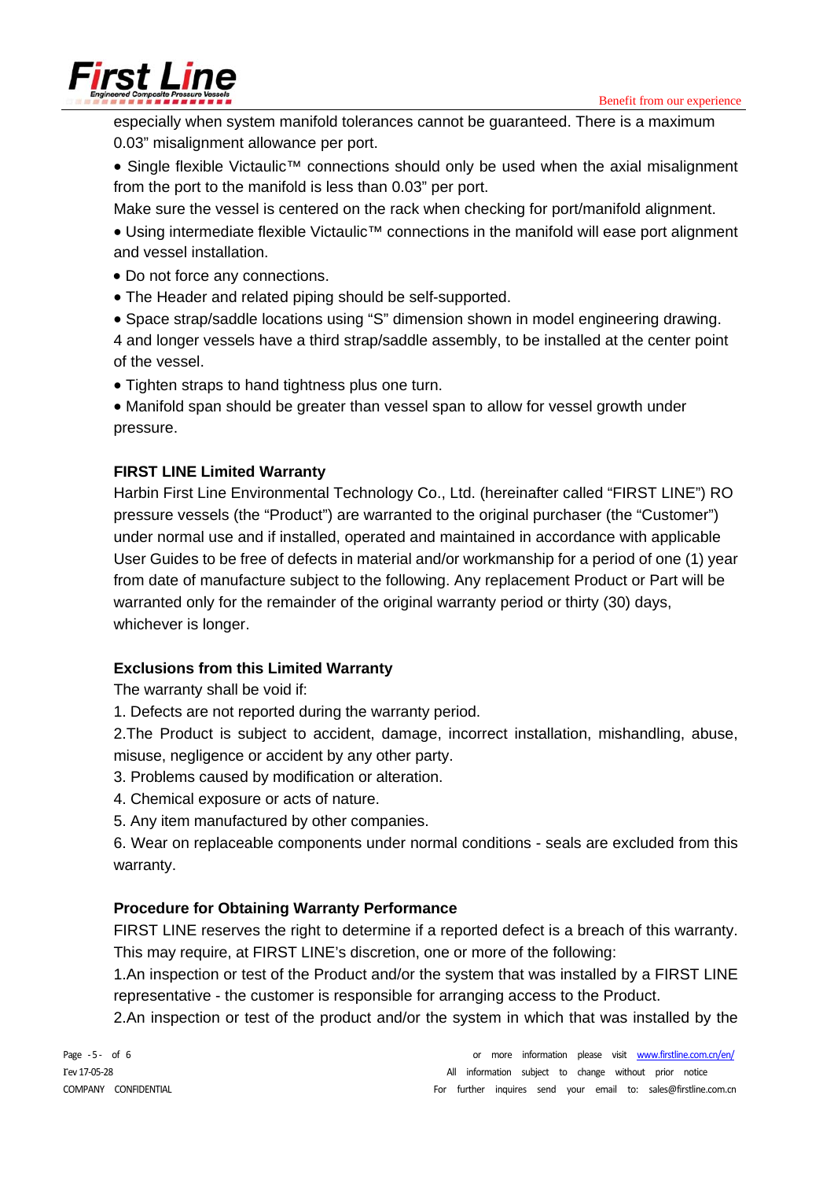especially when system manifold tolerances cannot be guaranteed. There is a maximum 0.03" misalignment allowance per port.

- Single flexible Victaulic™ connections should only be used when the axial misalignment from the port to the manifold is less than 0.03" per port.

Make sure the vessel is centered on the rack when checking for port/manifold alignment.

- Using intermediate flexible Victaulic™ connections in the manifold will ease port alignment and vessel installation.
- Do not force any connections.
- The Header and related piping should be self-supported.
- Space strap/saddle locations using "S" dimension shown in model engineering drawing.

4 and longer vessels have a third strap/saddle assembly, to be installed at the center point of the vessel.

- Tighten straps to hand tightness plus one turn.
- Manifold span should be greater than vessel span to allow for vessel growth under pressure.

**FIRST LINE Limited Warranty**

Harbin First Line Environmental Technology Co., Ltd. (hereinafter called "FIRST LINE") RO pressure vessels (the "Product") are warranted to the original purchaser (the "Customer") under normal use and if installed, operated and maintained in accordance with applicable User Guides to be free of defects in material and/or workmanship for a period of one (1) year from date of manufacture subject to the following. Any replacement Product or Part will be warranted only for the remainder of the original warranty period or thirty (30) days, whichever is longer.

**Exclusions from this Limited Warranty**

The warranty shall be void if:

1. Defects are not reported during the warranty period.
2. The Product is subject to accident, damage, incorrect installation, mishandling, abuse, misuse, negligence or accident by any other party.
3. Problems caused by modification or alteration.
4. Chemical exposure or acts of nature.
5. Any item manufactured by other companies.
6. Wear on replaceable components under normal conditions - seals are excluded from this warranty.

**Procedure for Obtaining Warranty Performance**

FIRST LINE reserves the right to determine if a reported defect is a breach of this warranty. This may require, at FIRST LINE's discretion, one or more of the following:

1. An inspection or test of the Product and/or the system that was installed by a FIRST LINE representative - the customer is responsible for arranging access to the Product.
2. An inspection or test of the product and/or the system in which that was installed by the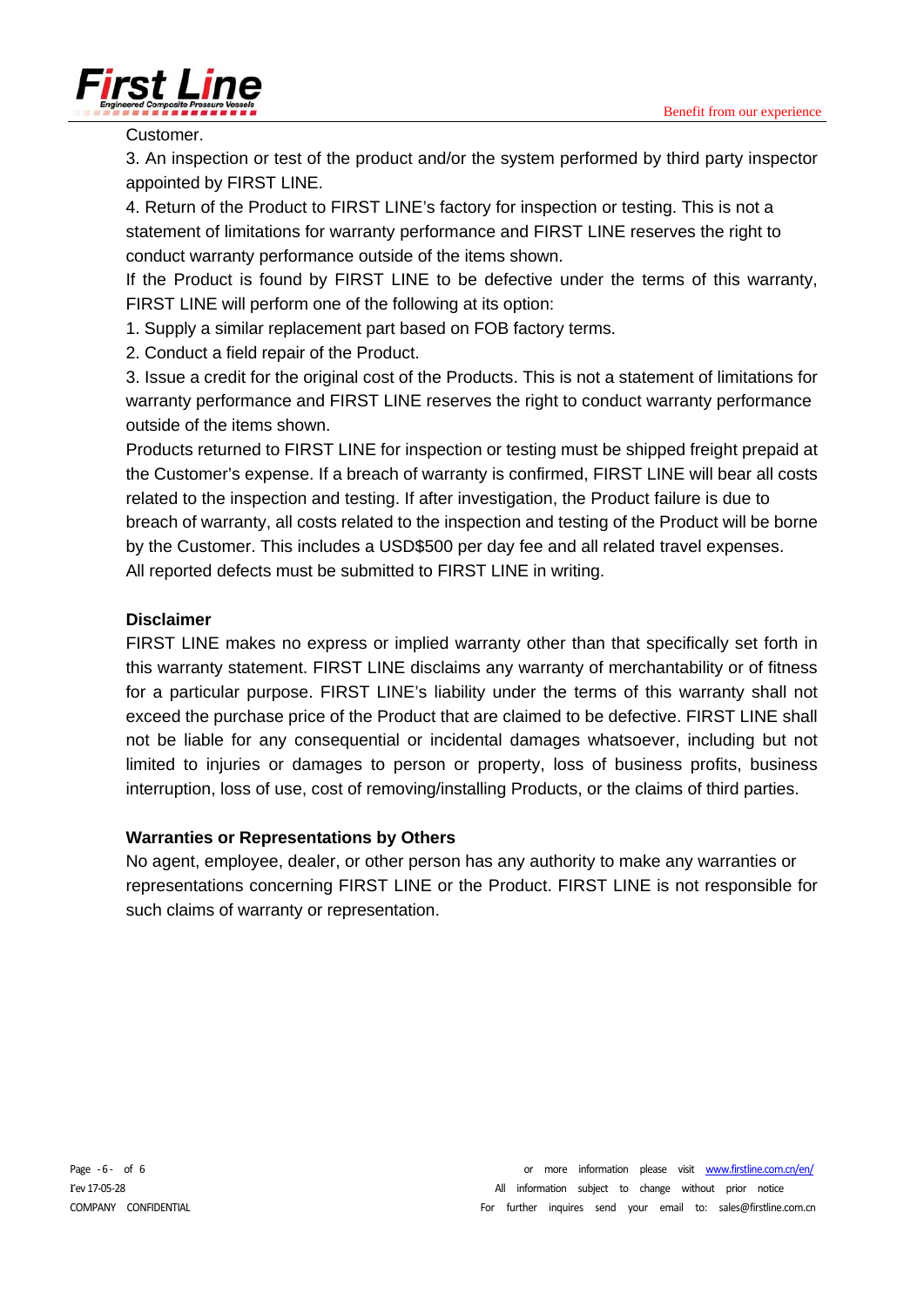Customer.

3. An inspection or test of the product and/or the system performed by third party inspector appointed by FIRST LINE.

4. Return of the Product to FIRST LINE's factory for inspection or testing. This is not a statement of limitations for warranty performance and FIRST LINE reserves the right to conduct warranty performance outside of the items shown.

If the Product is found by FIRST LINE to be defective under the terms of this warranty, FIRST LINE will perform one of the following at its option:

1. Supply a similar replacement part based on FOB factory terms.
2. Conduct a field repair of the Product.
3. Issue a credit for the original cost of the Products. This is not a statement of limitations for warranty performance and FIRST LINE reserves the right to conduct warranty performance outside of the items shown.

Products returned to FIRST LINE for inspection or testing must be shipped freight prepaid at the Customer's expense. If a breach of warranty is confirmed, FIRST LINE will bear all costs related to the inspection and testing. If after investigation, the Product failure is due to breach of warranty, all costs related to the inspection and testing of the Product will be borne by the Customer. This includes a USD$500 per day fee and all related travel expenses. All reported defects must be submitted to FIRST LINE in writing.

**Disclaimer**

FIRST LINE makes no express or implied warranty other than that specifically set forth in this warranty statement. FIRST LINE disclaims any warranty of merchantability or of fitness for a particular purpose. FIRST LINE's liability under the terms of this warranty shall not exceed the purchase price of the Product that are claimed to be defective. FIRST LINE shall not be liable for any consequential or incidental damages whatsoever, including but not limited to injuries or damages to person or property, loss of business profits, business interruption, loss of use, cost of removing/installing Products, or the claims of third parties.

**Warranties or Representations by Others**

No agent, employee, dealer, or other person has any authority to make any warranties or representations concerning FIRST LINE or the Product. FIRST LINE is not responsible for such claims of warranty or representation.